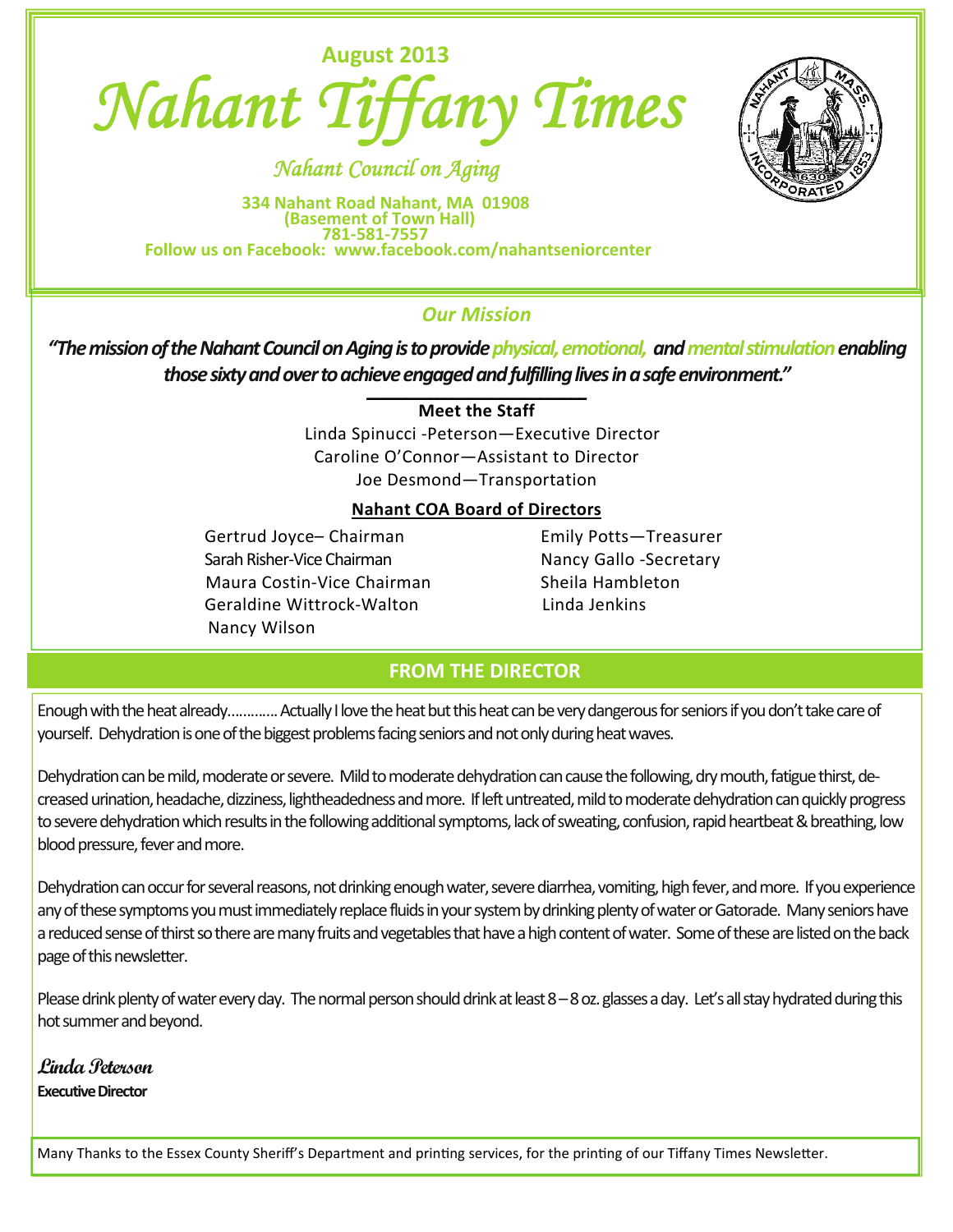August 2013

# Nahant Tiffany Times

*Nahant Council on Aging*

**334 Nahant Road Nahant, MA 01908**
**(Basement of Town Hall)**
**781-581-7557**
**Follow us on Facebook: www.facebook.com/nahantseniorcenter**

## *Our Mission*

***"The mission of the Nahant Council on Aging is to provide physical, emotional, and mental stimulation enabling those sixty and over to achieve engaged and fulfilling lives in a safe environment."***

**Meet the Staff**

Linda Spinucci -Peterson—Executive Director
Caroline O'Connor—Assistant to Director
Joe Desmond—Transportation

**Nahant COA Board of Directors**

Gertrud Joyce– Chairman
Sarah Risher-Vice Chairman
Maura Costin-Vice Chairman
Geraldine Wittrock-Walton
Nancy Wilson
Emily Potts—Treasurer
Nancy Gallo -Secretary
Sheila Hambleton
Linda Jenkins

## FROM THE DIRECTOR

Enough with the heat already………… Actually I love the heat but this heat can be very dangerous for seniors if you don't take care of yourself. Dehydration is one of the biggest problems facing seniors and not only during heat waves.

Dehydration can be mild, moderate or severe. Mild to moderate dehydration can cause the following, dry mouth, fatigue thirst, decreased urination, headache, dizziness, lightheadedness and more. If left untreated, mild to moderate dehydration can quickly progress to severe dehydration which results in the following additional symptoms, lack of sweating, confusion, rapid heartbeat & breathing, low blood pressure, fever and more.

Dehydration can occur for several reasons, not drinking enough water, severe diarrhea, vomiting, high fever, and more. If you experience any of these symptoms you must immediately replace fluids in your system by drinking plenty of water or Gatorade. Many seniors have a reduced sense of thirst so there are many fruits and vegetables that have a high content of water. Some of these are listed on the back page of this newsletter.

Please drink plenty of water every day. The normal person should drink at least 8 – 8 oz. glasses a day. Let's all stay hydrated during this hot summer and beyond.

*Linda Peterson*
**Executive Director**

Many Thanks to the Essex County Sheriff's Department and printing services, for the printing of our Tiffany Times Newsletter.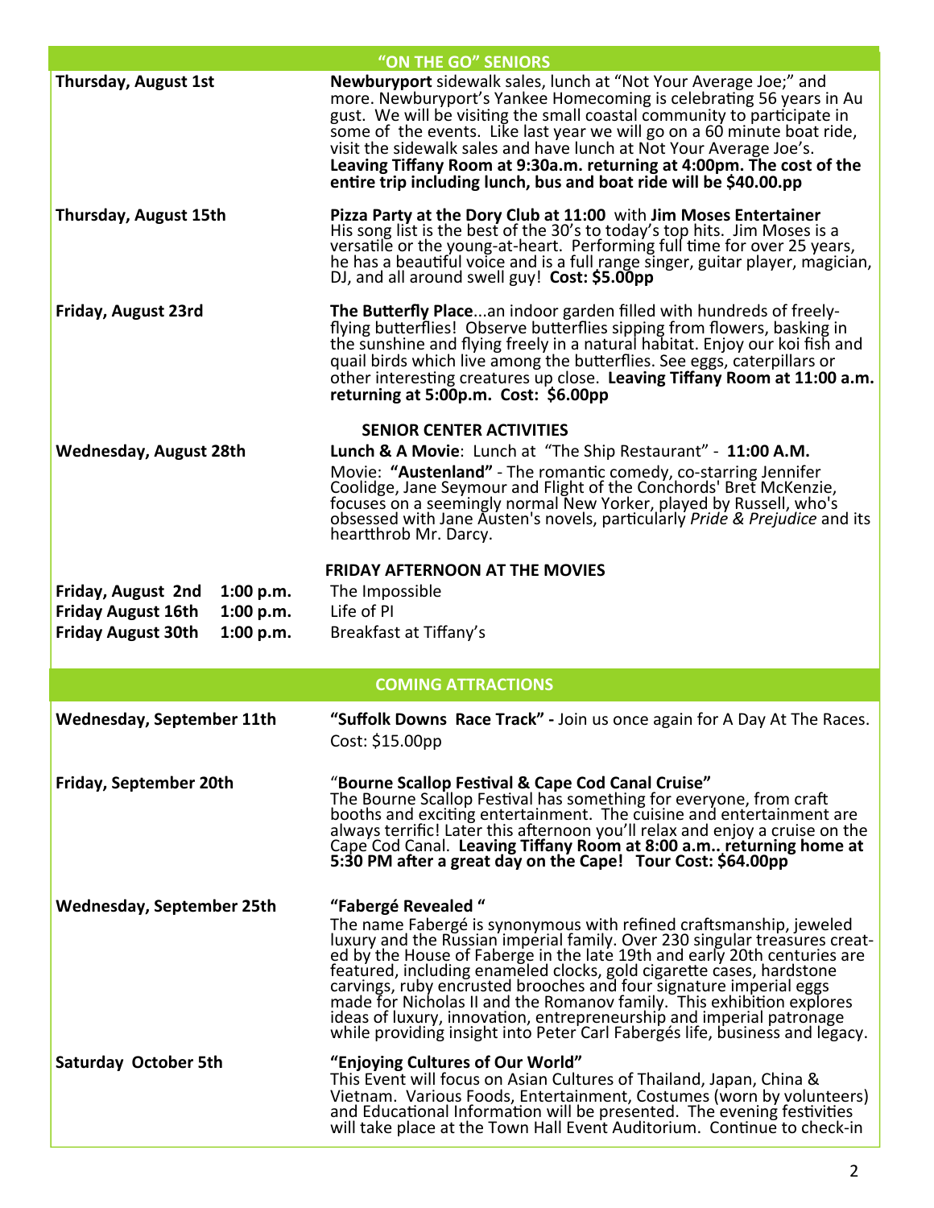## "ON THE GO" SENIORS

**Thursday, August 1st**

**Newburyport** sidewalk sales, lunch at "Not Your Average Joe;" and more. Newburyport's Yankee Homecoming is celebrating 56 years in August. We will be visiting the small coastal community to participate in some of the events. Like last year we will go on a 60 minute boat ride, visit the sidewalk sales and have lunch at Not Your Average Joe's. **Leaving Tiffany Room at 9:30a.m. returning at 4:00pm. The cost of the entire trip including lunch, bus and boat ride will be $40.00.pp**

**Thursday, August 15th**

**Pizza Party at the Dory Club at 11:00** with **Jim Moses Entertainer**
His song list is the best of the 30's to today's top hits. Jim Moses is a versatile or the young-at-heart. Performing full time for over 25 years, he has a beautiful voice and is a full range singer, guitar player, magician, DJ, and all around swell guy! **Cost: $5.00pp**

**Friday, August 23rd**

**The Butterfly Place**...an indoor garden filled with hundreds of freely-flying butterflies! Observe butterflies sipping from flowers, basking in the sunshine and flying freely in a natural habitat. Enjoy our koi fish and quail birds which live among the butterflies. See eggs, caterpillars or other interesting creatures up close. **Leaving Tiffany Room at 11:00 a.m. returning at 5:00p.m. Cost: $6.00pp**

### SENIOR CENTER ACTIVITIES

**Wednesday, August 28th**

**Lunch & A Movie**: Lunch at "The Ship Restaurant" - **11:00 A.M.**

Movie: **"Austenland"** - The romantic comedy, co-starring Jennifer Coolidge, Jane Seymour and Flight of the Conchords' Bret McKenzie, focuses on a seemingly normal New Yorker, played by Russell, who's obsessed with Jane Austen's novels, particularly *Pride & Prejudice* and its heartthrob Mr. Darcy.

### FRIDAY AFTERNOON AT THE MOVIES

| Date | Time | Movie |
|---|---|---|
| **Friday, August 2nd** | **1:00 p.m.** | The Impossible |
| **Friday August 16th** | **1:00 p.m.** | Life of PI |
| **Friday August 30th** | **1:00 p.m.** | Breakfast at Tiffany's |

## COMING ATTRACTIONS

**Wednesday, September 11th**

**"Suffolk Downs Race Track" -** Join us once again for A Day At The Races.
Cost: $15.00pp

**Friday, September 20th**

"**Bourne Scallop Festival & Cape Cod Canal Cruise"**
The Bourne Scallop Festival has something for everyone, from craft booths and exciting entertainment. The cuisine and entertainment are always terrific! Later this afternoon you'll relax and enjoy a cruise on the Cape Cod Canal. **Leaving Tiffany Room at 8:00 a.m.. returning home at 5:30 PM after a great day on the Cape! Tour Cost: $64.00pp**

**Wednesday, September 25th**

**"Fabergé Revealed "**
The name Fabergé is synonymous with refined craftsmanship, jeweled luxury and the Russian imperial family. Over 230 singular treasures created by the House of Faberge in the late 19th and early 20th centuries are featured, including enameled clocks, gold cigarette cases, hardstone carvings, ruby encrusted brooches and four signature imperial eggs made for Nicholas II and the Romanov family. This exhibition explores ideas of luxury, innovation, entrepreneurship and imperial patronage while providing insight into Peter Carl Fabergés life, business and legacy.

**Saturday October 5th**

**"Enjoying Cultures of Our World"**
This Event will focus on Asian Cultures of Thailand, Japan, China & Vietnam. Various Foods, Entertainment, Costumes (worn by volunteers) and Educational Information will be presented. The evening festivities will take place at the Town Hall Event Auditorium. Continue to check-in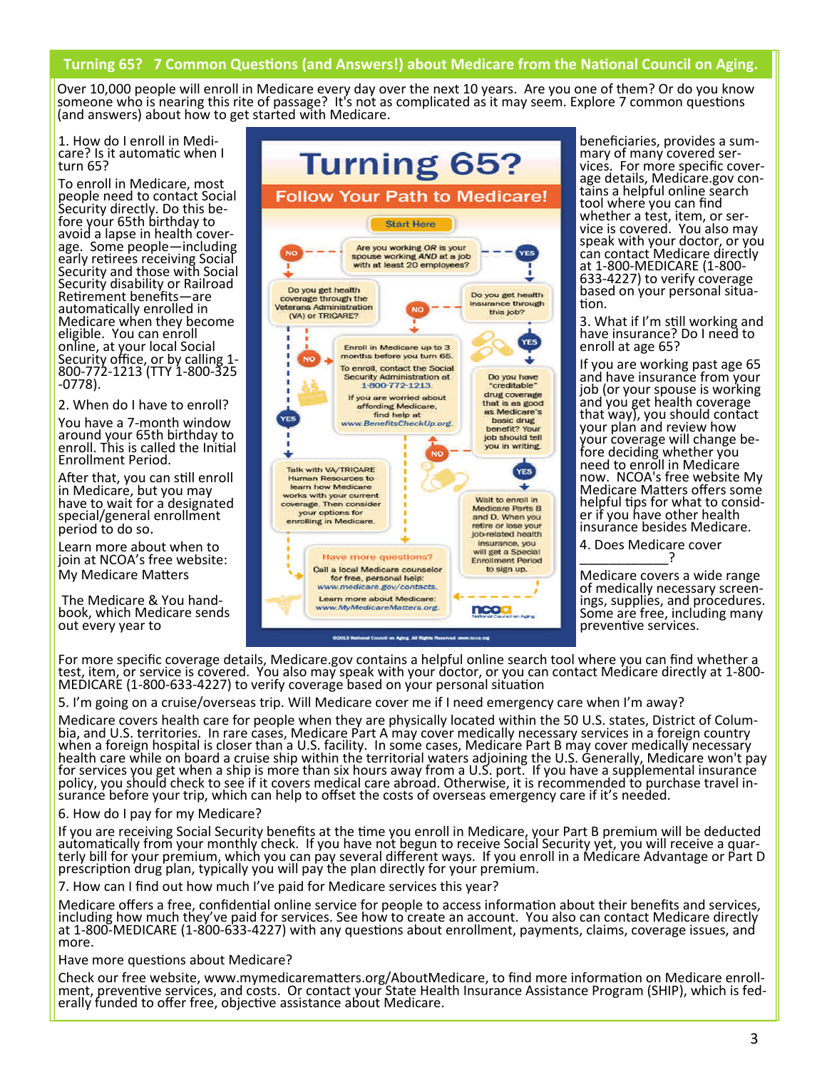## Turning 65? 7 Common Questions (and Answers!) about Medicare from the National Council on Aging.

Over 10,000 people will enroll in Medicare every day over the next 10 years. Are you one of them? Or do you know someone who is nearing this rite of passage? It's not as complicated as it may seem. Explore 7 common questions (and answers) about how to get started with Medicare.

1. How do I enroll in Medicare? Is it automatic when I turn 65?

To enroll in Medicare, most people need to contact Social Security directly. Do this before your 65th birthday to avoid a lapse in health coverage. Some people—including early retirees receiving Social Security and those with Social Security disability or Railroad Retirement benefits—are automatically enrolled in Medicare when they become eligible. You can enroll online, at your local Social Security office, or by calling 1-800-772-1213 (TTY 1-800-325-0778).

2. When do I have to enroll?

You have a 7-month window around your 65th birthday to enroll. This is called the Initial Enrollment Period.

After that, you can still enroll in Medicare, but you may have to wait for a designated special/general enrollment period to do so.

Learn more about when to join at NCOA's free website: My Medicare Matters

The Medicare & You handbook, which Medicare sends out every year to beneficiaries, provides a summary of many covered services. For more specific coverage details, Medicare.gov contains a helpful online search tool where you can find whether a test, item, or service is covered. You also may speak with your doctor, or you can contact Medicare directly at 1-800-MEDICARE (1-800-633-4227) to verify coverage based on your personal situation.

3. What if I'm still working and have insurance? Do I need to enroll at age 65?

If you are working past age 65 and have insurance from your job (or your spouse is working that way), and you get health coverage and you should contact your plan and review how your coverage will change before deciding whether you need to enroll in Medicare now. NCOA's free website My Medicare Matters offers some helpful tips for what to consider if you have other health insurance besides Medicare.

4. Does Medicare cover ____________?

Medicare covers a wide range of medically necessary screenings, supplies, and procedures. Some are free, including many preventive services.

For more specific coverage details, Medicare.gov contains a helpful online search tool where you can find whether a test, item, or service is covered. You also may speak with your doctor, or you can contact Medicare directly at 1-800-MEDICARE (1-800-633-4227) to verify coverage based on your personal situation

5. I'm going on a cruise/overseas trip. Will Medicare cover me if I need emergency care when I'm away?

Medicare covers health care for people when they are physically located within the 50 U.S. states, District of Columbia, and U.S. territories. In rare cases, Medicare Part A may cover medically necessary services in a foreign country when a foreign hospital is closer than a U.S. facility. In some cases, Medicare Part B may cover medically necessary health care while on board a cruise ship within the territorial waters adjoining the U.S. Generally, Medicare won't pay for services you get when a ship is more than six hours away from a U.S. port. If you have a supplemental insurance policy, you should check to see if it covers medical care abroad. Otherwise, it is recommended to purchase travel insurance before your trip, which can help to offset the costs of overseas emergency care if it's needed.

6. How do I pay for my Medicare?

If you are receiving Social Security benefits at the time you enroll in Medicare, your Part B premium will be deducted automatically from your monthly check. If you have not begun to receive Social Security yet, you will receive a quarterly bill for your premium, which you can pay several different ways. If you enroll in a Medicare Advantage or Part D prescription drug plan, typically you will pay the plan directly for your premium.

7. How can I find out how much I've paid for Medicare services this year?

Medicare offers a free, confidential online service for people to access information about their benefits and services, including how much they've paid for services. See how to create an account. You also can contact Medicare directly at 1-800-MEDICARE (1-800-633-4227) with any questions about enrollment, payments, claims, coverage issues, and more.

Have more questions about Medicare?

Check our free website, www.mymedicarematters.org/AboutMedicare, to find more information on Medicare enrollment, preventive services, and costs. Or contact your State Health Insurance Assistance Program (SHIP), which is federally funded to offer free, objective assistance about Medicare.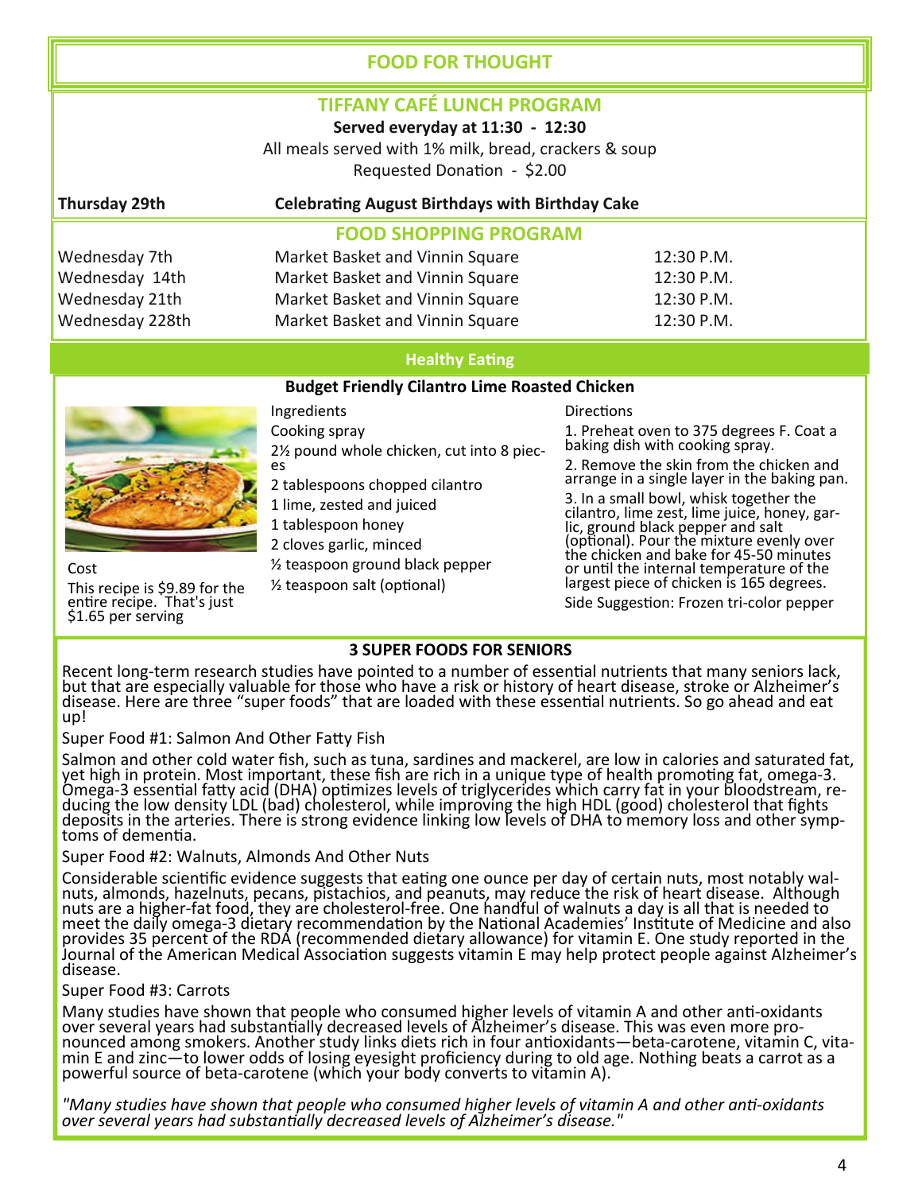# FOOD FOR THOUGHT

## TIFFANY CAFÉ LUNCH PROGRAM

**Served everyday at 11:30 - 12:30**

All meals served with 1% milk, bread, crackers & soup

Requested Donation - $2.00

**Thursday 29th** **Celebrating August Birthdays with Birthday Cake**

## FOOD SHOPPING PROGRAM

| | | |
|---|---|---|
| Wednesday 7th | Market Basket and Vinnin Square | 12:30 P.M. |
| Wednesday 14th | Market Basket and Vinnin Square | 12:30 P.M. |
| Wednesday 21th | Market Basket and Vinnin Square | 12:30 P.M. |
| Wednesday 228th | Market Basket and Vinnin Square | 12:30 P.M. |

## Healthy Eating

### Budget Friendly Cilantro Lime Roasted Chicken

Cost

This recipe is $9.89 for the entire recipe. That's just $1.65 per serving

Ingredients

- Cooking spray
- 2½ pound whole chicken, cut into 8 pieces
- 2 tablespoons chopped cilantro
- 1 lime, zested and juiced
- 1 tablespoon honey
- 2 cloves garlic, minced
- ½ teaspoon ground black pepper
- ½ teaspoon salt (optional)

Directions

1. Preheat oven to 375 degrees F. Coat a baking dish with cooking spray.
2. Remove the skin from the chicken and arrange in a single layer in the baking pan.
3. In a small bowl, whisk together the cilantro, lime zest, lime juice, honey, garlic, ground black pepper and salt (optional). Pour the mixture evenly over the chicken and bake for 45-50 minutes or until the internal temperature of the largest piece of chicken is 165 degrees.

Side Suggestion: Frozen tri-color pepper

### 3 SUPER FOODS FOR SENIORS

Recent long-term research studies have pointed to a number of essential nutrients that many seniors lack, but that are especially valuable for those who have a risk or history of heart disease, stroke or Alzheimer's disease. Here are three "super foods" that are loaded with these essential nutrients. So go ahead and eat up!

Super Food #1: Salmon And Other Fatty Fish

Salmon and other cold water fish, such as tuna, sardines and mackerel, are low in calories and saturated fat, yet high in protein. Most important, these fish are rich in a unique type of health promoting fat, omega-3. Omega-3 essential fatty acid (DHA) optimizes levels of triglycerides which carry fat in your bloodstream, reducing the low density LDL (bad) cholesterol, while improving the high HDL (good) cholesterol that fights deposits in the arteries. There is strong evidence linking low levels of DHA to memory loss and other symptoms of dementia.

Super Food #2: Walnuts, Almonds And Other Nuts

Considerable scientific evidence suggests that eating one ounce per day of certain nuts, most notably walnuts, almonds, hazelnuts, pecans, pistachios, and peanuts, may reduce the risk of heart disease. Although nuts are a higher-fat food, they are cholesterol-free. One handful of walnuts a day is all that is needed to meet the daily omega-3 dietary recommendation by the National Academies' Institute of Medicine and also provides 35 percent of the RDA (recommended dietary allowance) for vitamin E. One study reported in the Journal of the American Medical Association suggests vitamin E may help protect people against Alzheimer's disease.

Super Food #3: Carrots

Many studies have shown that people who consumed higher levels of vitamin A and other anti-oxidants over several years had substantially decreased levels of Alzheimer's disease. This was even more pronounced among smokers. Another study links diets rich in four antioxidants—beta-carotene, vitamin C, vitamin E and zinc—to lower odds of losing eyesight proficiency during to old age. Nothing beats a carrot as a powerful source of beta-carotene (which your body converts to vitamin A).

*"Many studies have shown that people who consumed higher levels of vitamin A and other anti-oxidants over several years had substantially decreased levels of Alzheimer's disease."*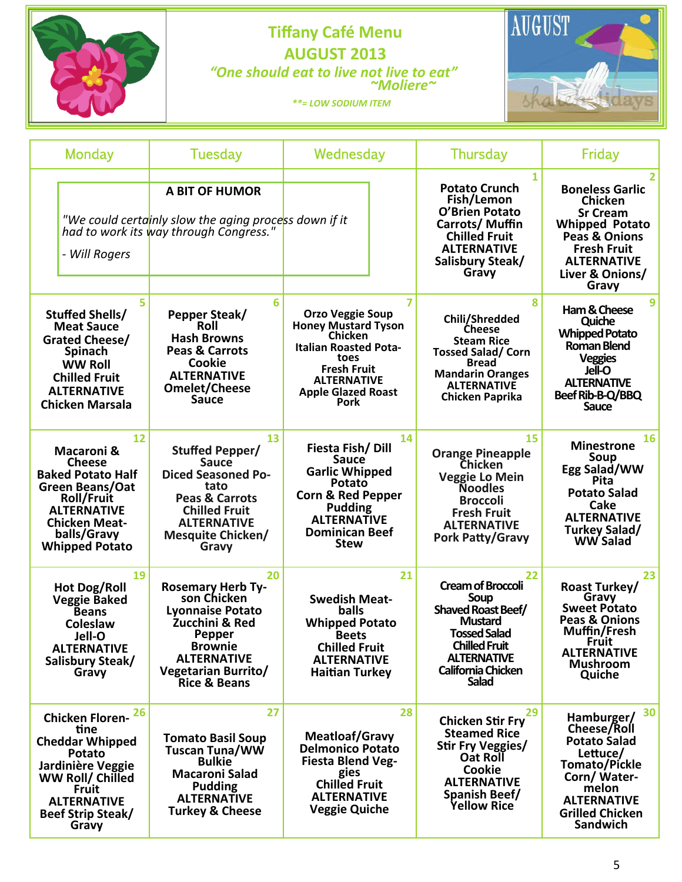# Tiffany Café Menu

## AUGUST 2013

*"One should eat to live not live to eat"*
*~Moliere~*

*\*\*= LOW SODIUM ITEM*

| Monday | Tuesday | Wednesday | Thursday | Friday |
|---|---|---|---|---|
| **A BIT OF HUMOR**<br>*"We could certainly slow the aging process down if it had to work its way through Congress."*<br>*- Will Rogers* | | | **1**<br>Potato Crunch Fish/Lemon<br>O'Brien Potato<br>Carrots/ Muffin<br>Chilled Fruit<br>ALTERNATIVE<br>Salisbury Steak/ Gravy | **2**<br>Boneless Garlic Chicken<br>Sr Cream Whipped Potato<br>Peas & Onions<br>Fresh Fruit<br>ALTERNATIVE<br>Liver & Onions/ Gravy |
| **5**<br>Stuffed Shells/ Meat Sauce<br>Grated Cheese/ Spinach<br>WW Roll<br>Chilled Fruit<br>ALTERNATIVE<br>Chicken Marsala | **6**<br>Pepper Steak/ Roll<br>Hash Browns<br>Peas & Carrots<br>Cookie<br>ALTERNATIVE<br>Omelet/Cheese Sauce | **7**<br>Orzo Veggie Soup<br>Honey Mustard Tyson Chicken<br>Italian Roasted Potatoes<br>Fresh Fruit<br>ALTERNATIVE<br>Apple Glazed Roast Pork | **8**<br>Chili/Shredded Cheese<br>Steam Rice<br>Tossed Salad/ Corn Bread<br>Mandarin Oranges<br>ALTERNATIVE<br>Chicken Paprika | **9**<br>Ham & Cheese Quiche<br>Whipped Potato<br>Roman Blend Veggies<br>Jell-O<br>ALTERNATIVE<br>Beef Rib-B-Q/BBQ Sauce |
| **12**<br>Macaroni & Cheese<br>Baked Potato Half<br>Green Beans/Oat Roll/Fruit<br>ALTERNATIVE<br>Chicken Meatballs/Gravy<br>Whipped Potato | **13**<br>Stuffed Pepper/ Sauce<br>Diced Seasoned Potato<br>Peas & Carrots<br>Chilled Fruit<br>ALTERNATIVE<br>Mesquite Chicken/ Gravy | **14**<br>Fiesta Fish/ Dill Sauce<br>Garlic Whipped Potato<br>Corn & Red Pepper<br>Pudding<br>ALTERNATIVE<br>Dominican Beef Stew | **15**<br>Orange Pineapple Chicken<br>Veggie Lo Mein Noodles<br>Broccoli<br>Fresh Fruit<br>ALTERNATIVE<br>Pork Patty/Gravy | **16**<br>Minestrone Soup<br>Egg Salad/WW Pita<br>Potato Salad<br>Cake<br>ALTERNATIVE<br>Turkey Salad/ WW Salad |
| **19**<br>Hot Dog/Roll<br>Veggie Baked Beans<br>Coleslaw<br>Jell-O<br>ALTERNATIVE<br>Salisbury Steak/ Gravy | **20**<br>Rosemary Herb Tyson Chicken<br>Lyonnaise Potato<br>Zucchini & Red Pepper<br>Brownie<br>ALTERNATIVE<br>Vegetarian Burrito/ Rice & Beans | **21**<br>Swedish Meatballs<br>Whipped Potato<br>Beets<br>Chilled Fruit<br>ALTERNATIVE<br>Haitian Turkey | **22**<br>Cream of Broccoli Soup<br>Shaved Roast Beef/ Mustard<br>Tossed Salad<br>Chilled Fruit<br>ALTERNATIVE<br>California Chicken Salad | **23**<br>Roast Turkey/ Gravy<br>Sweet Potato<br>Peas & Onions<br>Muffin/Fresh Fruit<br>ALTERNATIVE<br>Mushroom Quiche |
| **26**<br>Chicken Florentine<br>Cheddar Whipped Potato<br>Jardinière Veggie<br>WW Roll/ Chilled Fruit<br>ALTERNATIVE<br>Beef Strip Steak/ Gravy | **27**<br>Tomato Basil Soup<br>Tuscan Tuna/WW Bulkie<br>Macaroni Salad<br>Pudding<br>ALTERNATIVE<br>Turkey & Cheese | **28**<br>Meatloaf/Gravy<br>Delmonico Potato<br>Fiesta Blend Veggies<br>Chilled Fruit<br>ALTERNATIVE<br>Veggie Quiche | **29**<br>Chicken Stir Fry<br>Steamed Rice<br>Stir Fry Veggies/ Oat Roll<br>Cookie<br>ALTERNATIVE<br>Spanish Beef/ Yellow Rice | **30**<br>Hamburger/ Cheese/Roll<br>Potato Salad<br>Lettuce/ Tomato/Pickle<br>Corn/ Watermelon<br>ALTERNATIVE<br>Grilled Chicken Sandwich |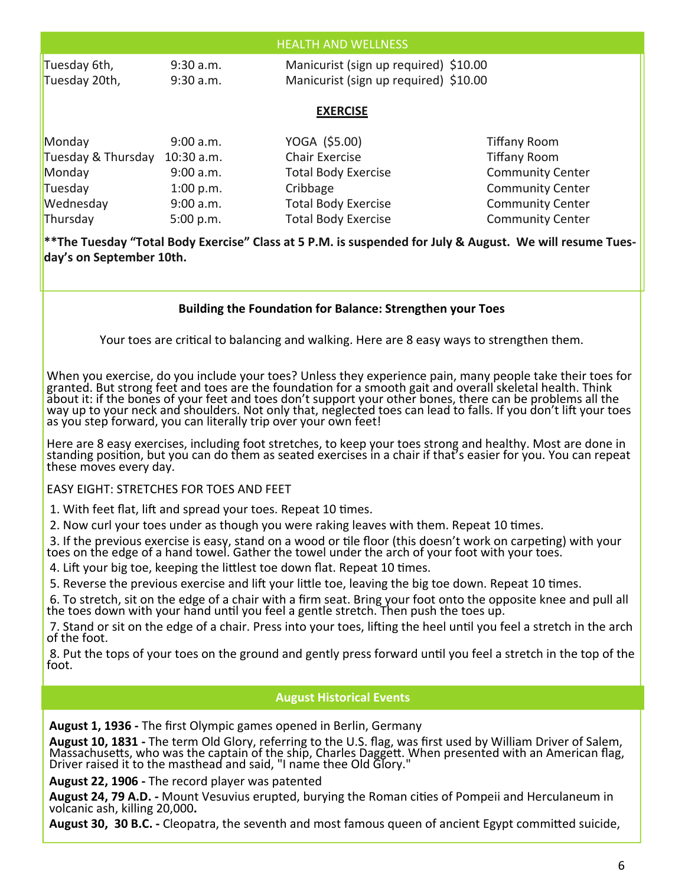## HEALTH AND WELLNESS

| | | |
|---|---|---|
| Tuesday 6th, | 9:30 a.m. | Manicurist (sign up required) $10.00 |
| Tuesday 20th, | 9:30 a.m. | Manicurist (sign up required) $10.00 |

### EXERCISE

| | | | |
|---|---|---|---|
| Monday | 9:00 a.m. | YOGA ($5.00) | Tiffany Room |
| Tuesday & Thursday | 10:30 a.m. | Chair Exercise | Tiffany Room |
| Monday | 9:00 a.m. | Total Body Exercise | Community Center |
| Tuesday | 1:00 p.m. | Cribbage | Community Center |
| Wednesday | 9:00 a.m. | Total Body Exercise | Community Center |
| Thursday | 5:00 p.m. | Total Body Exercise | Community Center |

**The Tuesday "Total Body Exercise" Class at 5 P.M. is suspended for July & August. We will resume Tuesday's on September 10th.**

### Building the Foundation for Balance: Strengthen your Toes

Your toes are critical to balancing and walking. Here are 8 easy ways to strengthen them.

When you exercise, do you include your toes? Unless they experience pain, many people take their toes for granted. But strong feet and toes are the foundation for a smooth gait and overall skeletal health. Think about it: if the bones of your feet and toes don't support your other bones, there can be problems all the way up to your neck and shoulders. Not only that, neglected toes can lead to falls. If you don't lift your toes as you step forward, you can literally trip over your own feet!

Here are 8 easy exercises, including foot stretches, to keep your toes strong and healthy. Most are done in standing position, but you can do them as seated exercises in a chair if that's easier for you. You can repeat these moves every day.

EASY EIGHT: STRETCHES FOR TOES AND FEET

1. With feet flat, lift and spread your toes. Repeat 10 times.
2. Now curl your toes under as though you were raking leaves with them. Repeat 10 times.
3. If the previous exercise is easy, stand on a wood or tile floor (this doesn't work on carpeting) with your toes on the edge of a hand towel. Gather the towel under the arch of your foot with your toes.
4. Lift your big toe, keeping the littlest toe down flat. Repeat 10 times.
5. Reverse the previous exercise and lift your little toe, leaving the big toe down. Repeat 10 times.
6. To stretch, sit on the edge of a chair with a firm seat. Bring your foot onto the opposite knee and pull all the toes down with your hand until you feel a gentle stretch. Then push the toes up.
7. Stand or sit on the edge of a chair. Press into your toes, lifting the heel until you feel a stretch in the arch of the foot.
8. Put the tops of your toes on the ground and gently press forward until you feel a stretch in the top of the foot.

## August Historical Events

**August 1, 1936 -** The first Olympic games opened in Berlin, Germany

**August 10, 1831 -** The term Old Glory, referring to the U.S. flag, was first used by William Driver of Salem, Massachusetts, who was the captain of the ship, Charles Daggett. When presented with an American flag, Driver raised it to the masthead and said, "I name thee Old Glory."

**August 22, 1906 -** The record player was patented

**August 24, 79 A.D. -** Mount Vesuvius erupted, burying the Roman cities of Pompeii and Herculaneum in volcanic ash, killing 20,000**.**

**August 30, 30 B.C. -** Cleopatra, the seventh and most famous queen of ancient Egypt committed suicide,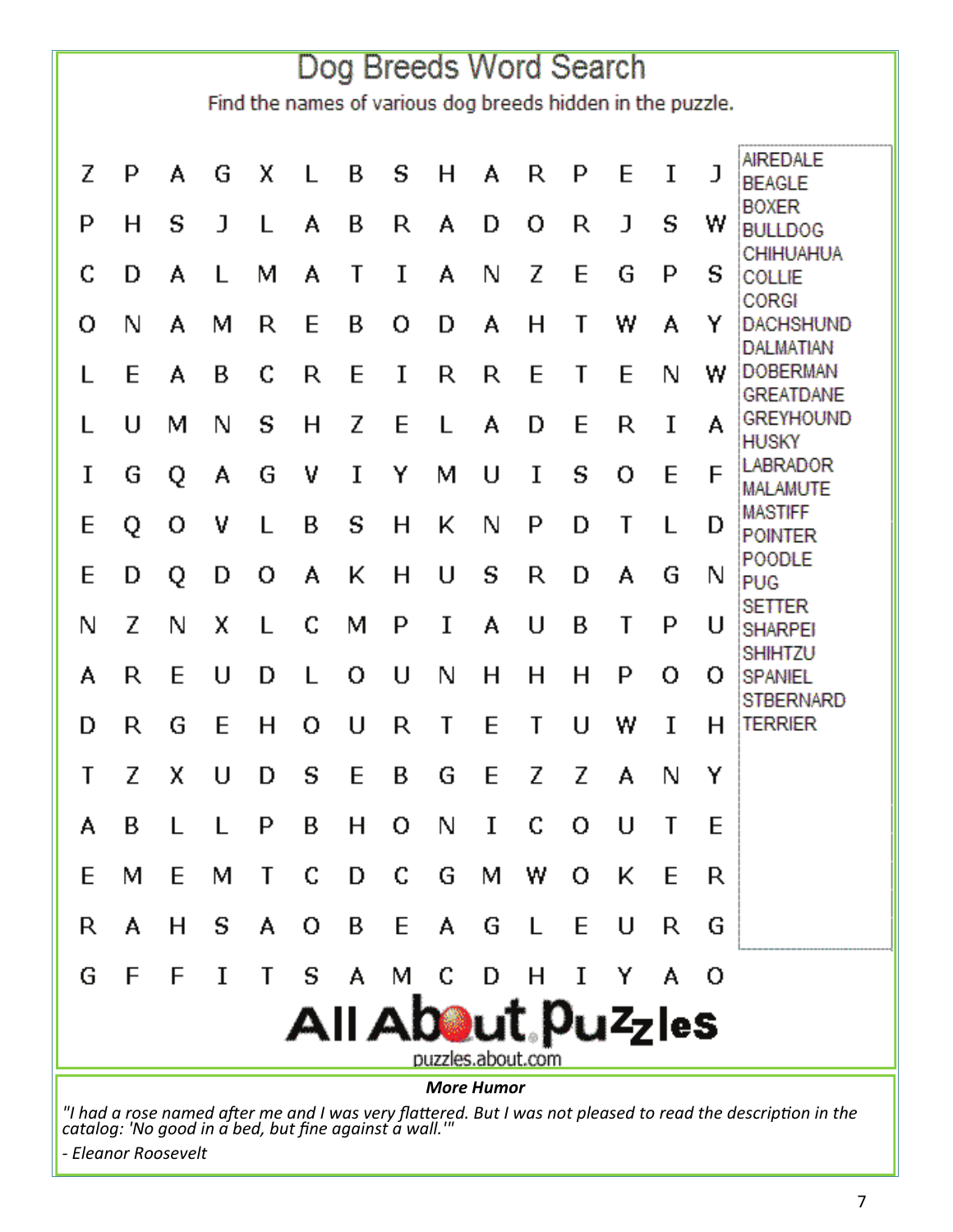# Dog Breeds Word Search

Find the names of various dog breeds hidden in the puzzle.

```
Z P A G X L B S H A R P E I J
P H S J L A B R A D O R J S W
C D A L M A T I A N Z E G P S
O N A M R E B O D A H T W A Y
L E A B C R E I R R E T E N W
L U M N S H Z E L A D E R I A
I G Q A G V I Y M U I S O E F
E Q O V L B S H K N P D T L D
E D Q D O A K H U S R D A G N
N Z N X L C M P I A U B T P U
A R E U D L O U N H H H P O O
D R G E H O U R T E T U W I H
T Z X U D S E B G E Z Z A N Y
A B L L P B H O N I C O U T E
E M E M T C D C G M W O K E R
R A H S A O B E A G L E U R G
G F F I T S A M C D H I Y A O
```

- AIREDALE
- BEAGLE
- BOXER
- BULLDOG
- CHIHUAHUA
- COLLIE
- CORGI
- DACHSHUND
- DALMATIAN
- DOBERMAN
- GREATDANE
- GREYHOUND
- HUSKY
- LABRADOR
- MALAMUTE
- MASTIFF
- POINTER
- POODLE
- PUG
- SETTER
- SHARPEI
- SHIHTZU
- SPANIEL
- STBERNARD
- TERRIER

All About Puzzles
puzzles.about.com

**_More Humor_**

*"I had a rose named after me and I was very flattered. But I was not pleased to read the description in the catalog: 'No good in a bed, but fine against a wall.'"*

*- Eleanor Roosevelt*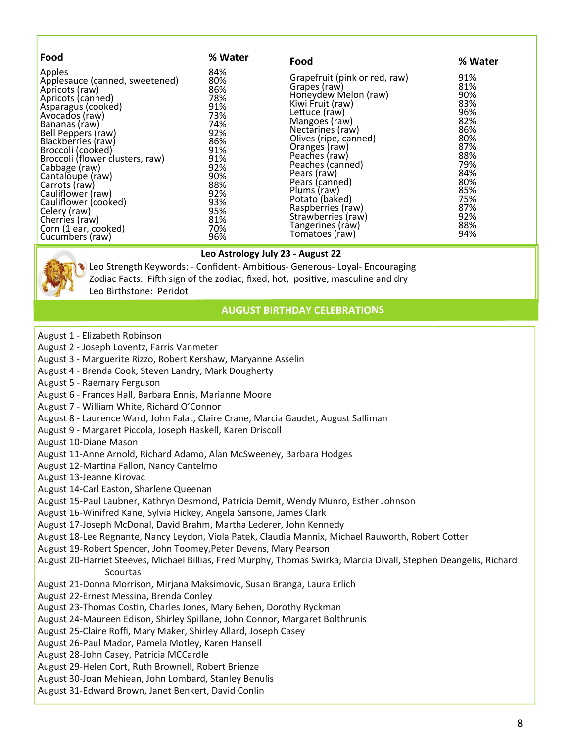| Food | % Water | Food | % Water |
|---|---|---|---|
| Apples | 84% | Grapefruit (pink or red, raw) | 91% |
| Applesauce (canned, sweetened) | 80% | Grapes (raw) | 81% |
| Apricots (raw) | 86% | Honeydew Melon (raw) | 90% |
| Apricots (canned) | 78% | Kiwi Fruit (raw) | 83% |
| Asparagus (cooked) | 91% | Lettuce (raw) | 96% |
| Avocados (raw) | 73% | Mangoes (raw) | 82% |
| Bananas (raw) | 74% | Nectarines (raw) | 86% |
| Bell Peppers (raw) | 92% | Olives (ripe, canned) | 80% |
| Blackberries (raw) | 86% | Oranges (raw) | 87% |
| Broccoli (cooked) | 91% | Peaches (raw) | 88% |
| Broccoli (flower clusters, raw) | 91% | Peaches (canned) | 79% |
| Cabbage (raw) | 92% | Pears (raw) | 84% |
| Cantaloupe (raw) | 90% | Pears (canned) | 80% |
| Carrots (raw) | 88% | Plums (raw) | 85% |
| Cauliflower (raw) | 92% | Potato (baked) | 75% |
| Cauliflower (cooked) | 93% | Raspberries (raw) | 87% |
| Celery (raw) | 95% | Strawberries (raw) | 92% |
| Cherries (raw) | 81% | Tangerines (raw) | 88% |
| Corn (1 ear, cooked) | 70% | Tomatoes (raw) | 94% |
| Cucumbers (raw) | 96% | | |

**Leo Astrology July 23 - August 22**

Leo Strength Keywords: - Confident- Ambitious- Generous- Loyal- Encouraging
Zodiac Facts: Fifth sign of the zodiac; fixed, hot, positive, masculine and dry
Leo Birthstone: Peridot

## AUGUST BIRTHDAY CELEBRATIONS

August 1 - Elizabeth Robinson
August 2 - Joseph Loventz, Farris Vanmeter
August 3 - Marguerite Rizzo, Robert Kershaw, Maryanne Asselin
August 4 - Brenda Cook, Steven Landry, Mark Dougherty
August 5 - Raemary Ferguson
August 6 - Frances Hall, Barbara Ennis, Marianne Moore
August 7 - William White, Richard O'Connor
August 8 - Laurence Ward, John Falat, Claire Crane, Marcia Gaudet, August Salliman
August 9 - Margaret Piccola, Joseph Haskell, Karen Driscoll
August 10-Diane Mason
August 11-Anne Arnold, Richard Adamo, Alan McSweeney, Barbara Hodges
August 12-Martina Fallon, Nancy Cantelmo
August 13-Jeanne Kirovac
August 14-Carl Easton, Sharlene Queenan
August 15-Paul Laubner, Kathryn Desmond, Patricia Demit, Wendy Munro, Esther Johnson
August 16-Winifred Kane, Sylvia Hickey, Angela Sansone, James Clark
August 17-Joseph McDonal, David Brahm, Martha Lederer, John Kennedy
August 18-Lee Regnante, Nancy Leydon, Viola Patek, Claudia Mannix, Michael Rauworth, Robert Cotter
August 19-Robert Spencer, John Toomey,Peter Devens, Mary Pearson
August 20-Harriet Steeves, Michael Billias, Fred Murphy, Thomas Swirka, Marcia Divall, Stephen Deangelis, Richard Scourtas
August 21-Donna Morrison, Mirjana Maksimovic, Susan Branga, Laura Erlich
August 22-Ernest Messina, Brenda Conley
August 23-Thomas Costin, Charles Jones, Mary Behen, Dorothy Ryckman
August 24-Maureen Edison, Shirley Spillane, John Connor, Margaret Bolthrunis
August 25-Claire Roffi, Mary Maker, Shirley Allard, Joseph Casey
August 26-Paul Mador, Pamela Motley, Karen Hansell
August 28-John Casey, Patricia MCCardle
August 29-Helen Cort, Ruth Brownell, Robert Brienze
August 30-Joan Mehiean, John Lombard, Stanley Benulis
August 31-Edward Brown, Janet Benkert, David Conlin